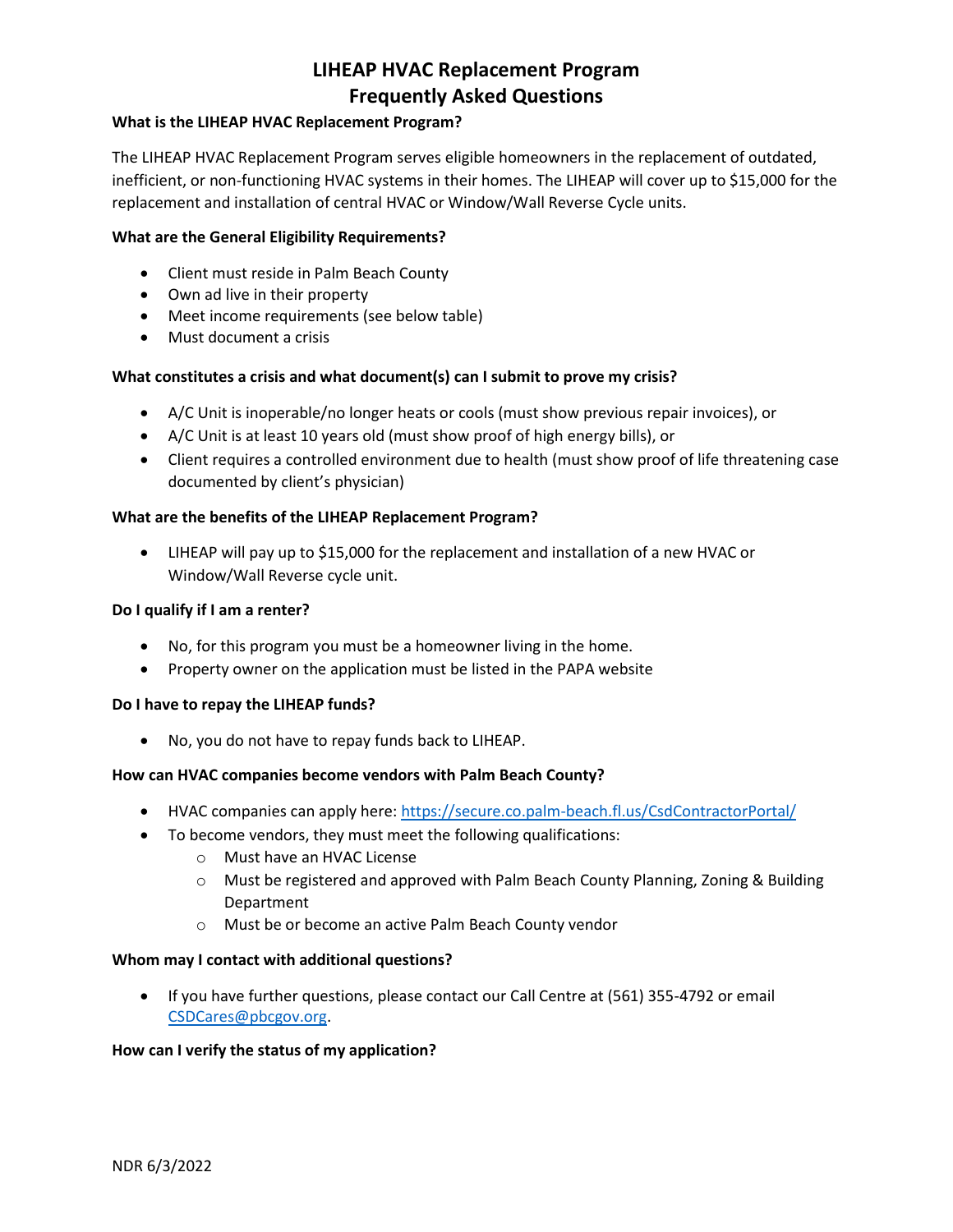# LIHEAP HVAC Replacement Program
# Frequently Asked Questions

### What is the LIHEAP HVAC Replacement Program?

The LIHEAP HVAC Replacement Program serves eligible homeowners in the replacement of outdated, inefficient, or non-functioning HVAC systems in their homes. The LIHEAP will cover up to $15,000 for the replacement and installation of central HVAC or Window/Wall Reverse Cycle units.

### What are the General Eligibility Requirements?

- Client must reside in Palm Beach County
- Own ad live in their property
- Meet income requirements (see below table)
- Must document a crisis

### What constitutes a crisis and what document(s) can I submit to prove my crisis?

- A/C Unit is inoperable/no longer heats or cools (must show previous repair invoices), or
- A/C Unit is at least 10 years old (must show proof of high energy bills), or
- Client requires a controlled environment due to health (must show proof of life threatening case documented by client's physician)

### What are the benefits of the LIHEAP Replacement Program?

- LIHEAP will pay up to $15,000 for the replacement and installation of a new HVAC or Window/Wall Reverse cycle unit.

### Do I qualify if I am a renter?

- No, for this program you must be a homeowner living in the home.
- Property owner on the application must be listed in the PAPA website

### Do I have to repay the LIHEAP funds?

- No, you do not have to repay funds back to LIHEAP.

### How can HVAC companies become vendors with Palm Beach County?

- HVAC companies can apply here: https://secure.co.palm-beach.fl.us/CsdContractorPortal/
- To become vendors, they must meet the following qualifications:
  - Must have an HVAC License
  - Must be registered and approved with Palm Beach County Planning, Zoning & Building Department
  - Must be or become an active Palm Beach County vendor

### Whom may I contact with additional questions?

- If you have further questions, please contact our Call Centre at (561) 355-4792 or email CSDCares@pbcgov.org.

### How can I verify the status of my application?

NDR 6/3/2022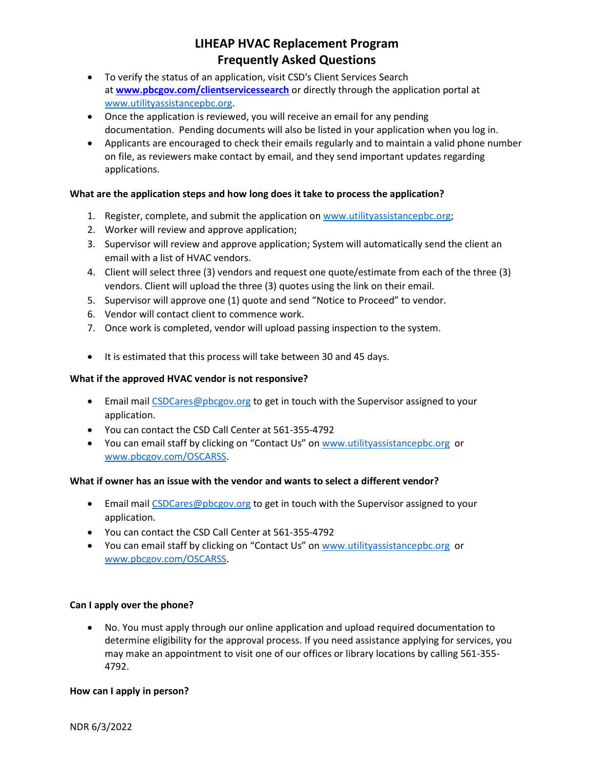# LIHEAP HVAC Replacement Program Frequently Asked Questions

- To verify the status of an application, visit CSD's Client Services Search at **www.pbcgov.com/clientservicessearch** or directly through the application portal at www.utilityassistancepbc.org.
- Once the application is reviewed, you will receive an email for any pending documentation. Pending documents will also be listed in your application when you log in.
- Applicants are encouraged to check their emails regularly and to maintain a valid phone number on file, as reviewers make contact by email, and they send important updates regarding applications.

**What are the application steps and how long does it take to process the application?**

1. Register, complete, and submit the application on www.utilityassistancepbc.org;
2. Worker will review and approve application;
3. Supervisor will review and approve application; System will automatically send the client an email with a list of HVAC vendors.
4. Client will select three (3) vendors and request one quote/estimate from each of the three (3) vendors. Client will upload the three (3) quotes using the link on their email.
5. Supervisor will approve one (1) quote and send "Notice to Proceed" to vendor.
6. Vendor will contact client to commence work.
7. Once work is completed, vendor will upload passing inspection to the system.

- It is estimated that this process will take between 30 and 45 days.

**What if the approved HVAC vendor is not responsive?**

- Email mail CSDCares@pbcgov.org to get in touch with the Supervisor assigned to your application.
- You can contact the CSD Call Center at 561-355-4792
- You can email staff by clicking on "Contact Us" on www.utilityassistancepbc.org or www.pbcgov.com/OSCARSS.

**What if owner has an issue with the vendor and wants to select a different vendor?**

- Email mail CSDCares@pbcgov.org to get in touch with the Supervisor assigned to your application.
- You can contact the CSD Call Center at 561-355-4792
- You can email staff by clicking on "Contact Us" on www.utilityassistancepbc.org or www.pbcgov.com/OSCARSS.

**Can I apply over the phone?**

- No. You must apply through our online application and upload required documentation to determine eligibility for the approval process. If you need assistance applying for services, you may make an appointment to visit one of our offices or library locations by calling 561-355-4792.

**How can I apply in person?**

NDR 6/3/2022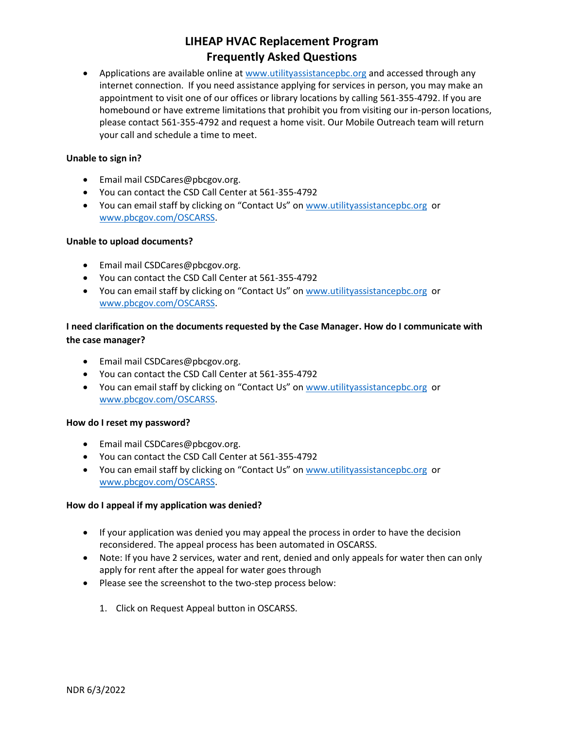# LIHEAP HVAC Replacement Program
## Frequently Asked Questions

- Applications are available online at [www.utilityassistancepbc.org](http://www.utilityassistancepbc.org) and accessed through any internet connection. If you need assistance applying for services in person, you may make an appointment to visit one of our offices or library locations by calling 561-355-4792. If you are homebound or have extreme limitations that prohibit you from visiting our in-person locations, please contact 561-355-4792 and request a home visit. Our Mobile Outreach team will return your call and schedule a time to meet.

**Unable to sign in?**

- Email mail CSDCares@pbcgov.org.
- You can contact the CSD Call Center at 561-355-4792
- You can email staff by clicking on "Contact Us" on [www.utilityassistancepbc.org](http://www.utilityassistancepbc.org) or [www.pbcgov.com/OSCARSS](http://www.pbcgov.com/OSCARSS).

**Unable to upload documents?**

- Email mail CSDCares@pbcgov.org.
- You can contact the CSD Call Center at 561-355-4792
- You can email staff by clicking on "Contact Us" on [www.utilityassistancepbc.org](http://www.utilityassistancepbc.org) or [www.pbcgov.com/OSCARSS](http://www.pbcgov.com/OSCARSS).

**I need clarification on the documents requested by the Case Manager. How do I communicate with the case manager?**

- Email mail CSDCares@pbcgov.org.
- You can contact the CSD Call Center at 561-355-4792
- You can email staff by clicking on "Contact Us" on [www.utilityassistancepbc.org](http://www.utilityassistancepbc.org) or [www.pbcgov.com/OSCARSS](http://www.pbcgov.com/OSCARSS).

**How do I reset my password?**

- Email mail CSDCares@pbcgov.org.
- You can contact the CSD Call Center at 561-355-4792
- You can email staff by clicking on "Contact Us" on [www.utilityassistancepbc.org](http://www.utilityassistancepbc.org) or [www.pbcgov.com/OSCARSS](http://www.pbcgov.com/OSCARSS).

**How do I appeal if my application was denied?**

- If your application was denied you may appeal the process in order to have the decision reconsidered. The appeal process has been automated in OSCARSS.
- Note: If you have 2 services, water and rent, denied and only appeals for water then can only apply for rent after the appeal for water goes through
- Please see the screenshot to the two-step process below:

  1. Click on Request Appeal button in OSCARSS.

NDR 6/3/2022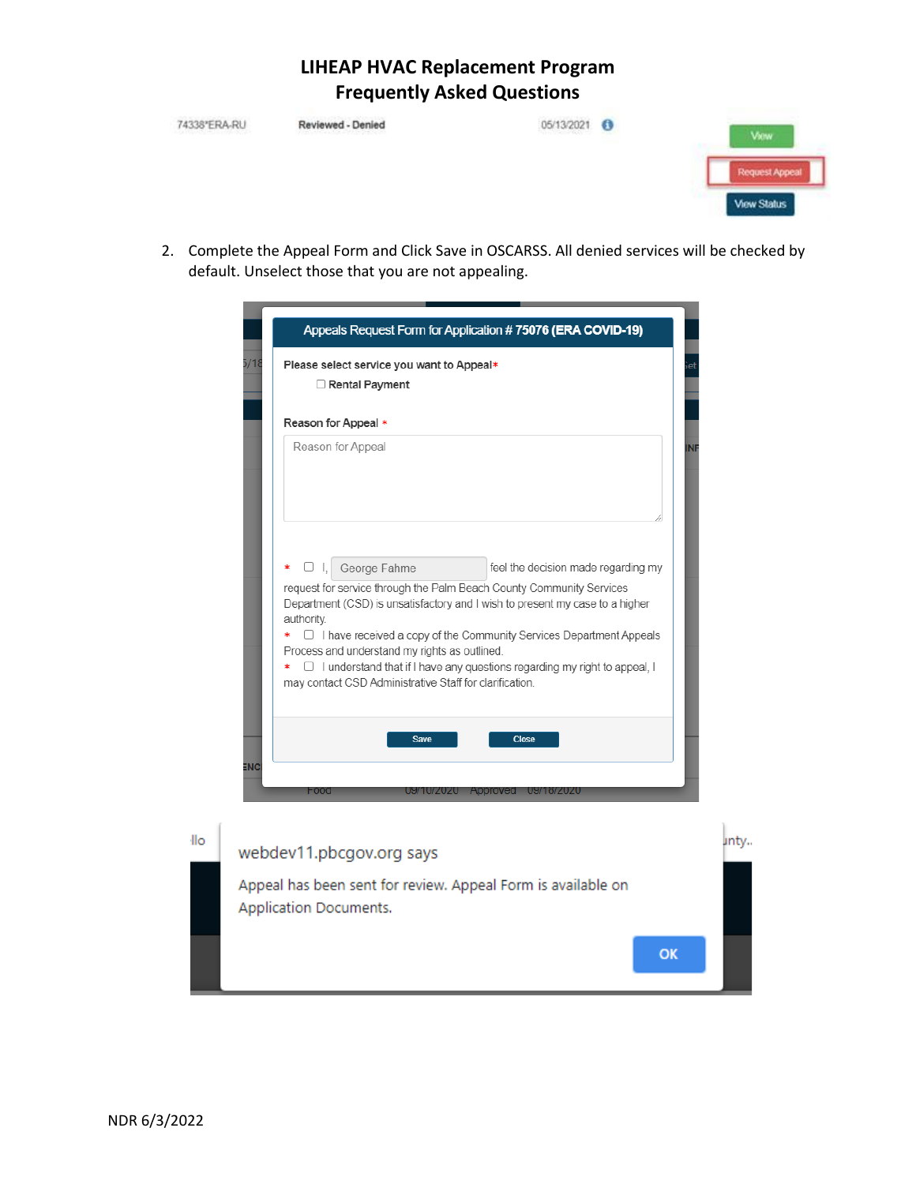# LIHEAP HVAC Replacement Program
# Frequently Asked Questions

74338*ERA-RU    Reviewed - Denied    05/13/2021

View
Request Appeal
View Status

2. Complete the Appeal Form and Click Save in OSCARSS. All denied services will be checked by default. Unselect those that you are not appealing.

**Appeals Request Form for Application # 75076 (ERA COVID-19)**

Please select service you want to Appeal*

☐ Rental Payment

Reason for Appeal *

Reason for Appeal

\* ☐ I, George Fahme feel the decision made regarding my request for service through the Palm Beach County Community Services Department (CSD) is unsatisfactory and I wish to present my case to a higher authority.

\* ☐ I have received a copy of the Community Services Department Appeals Process and understand my rights as outlined.

\* ☐ I understand that if I have any questions regarding my right to appeal, I may contact CSD Administrative Staff for clarification.

Save    Close

webdev11.pbcgov.org says

Appeal has been sent for review. Appeal Form is available on Application Documents.

OK

NDR 6/3/2022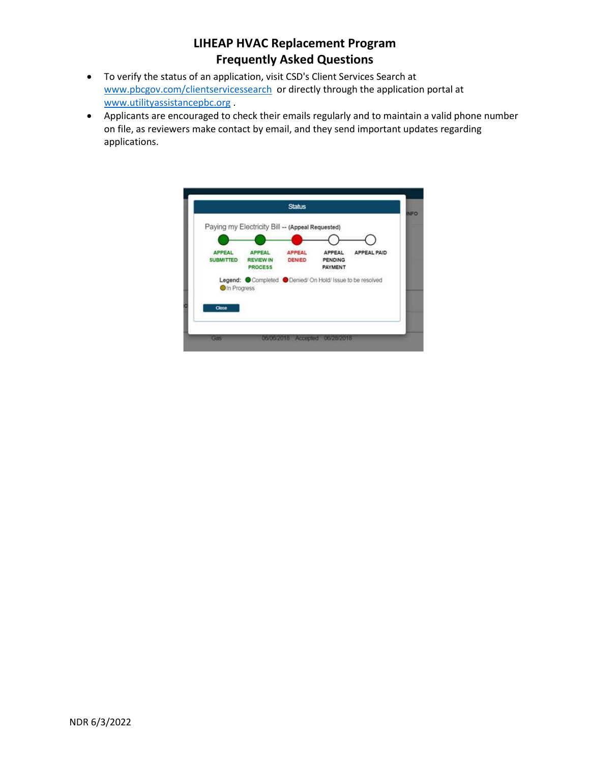- To verify the status of an application, visit CSD's Client Services Search at [www.pbcgov.com/clientservicessearch](http://www.pbcgov.com/clientservicessearch) or directly through the application portal at [www.utilityassistancepbc.org](http://www.utilityassistancepbc.org) .
- Applicants are encouraged to check their emails regularly and to maintain a valid phone number on file, as reviewers make contact by email, and they send important updates regarding applications.

Status

Paying my Electricity Bill -- (Appeal Requested)

APPEAL SUBMITTED

APPEAL REVIEW IN PROCESS

APPEAL DENIED

APPEAL PENDING PAYMENT

APPEAL PAID

Legend: Completed Denied/ On Hold/ Issue to be resolved In Progress

Close